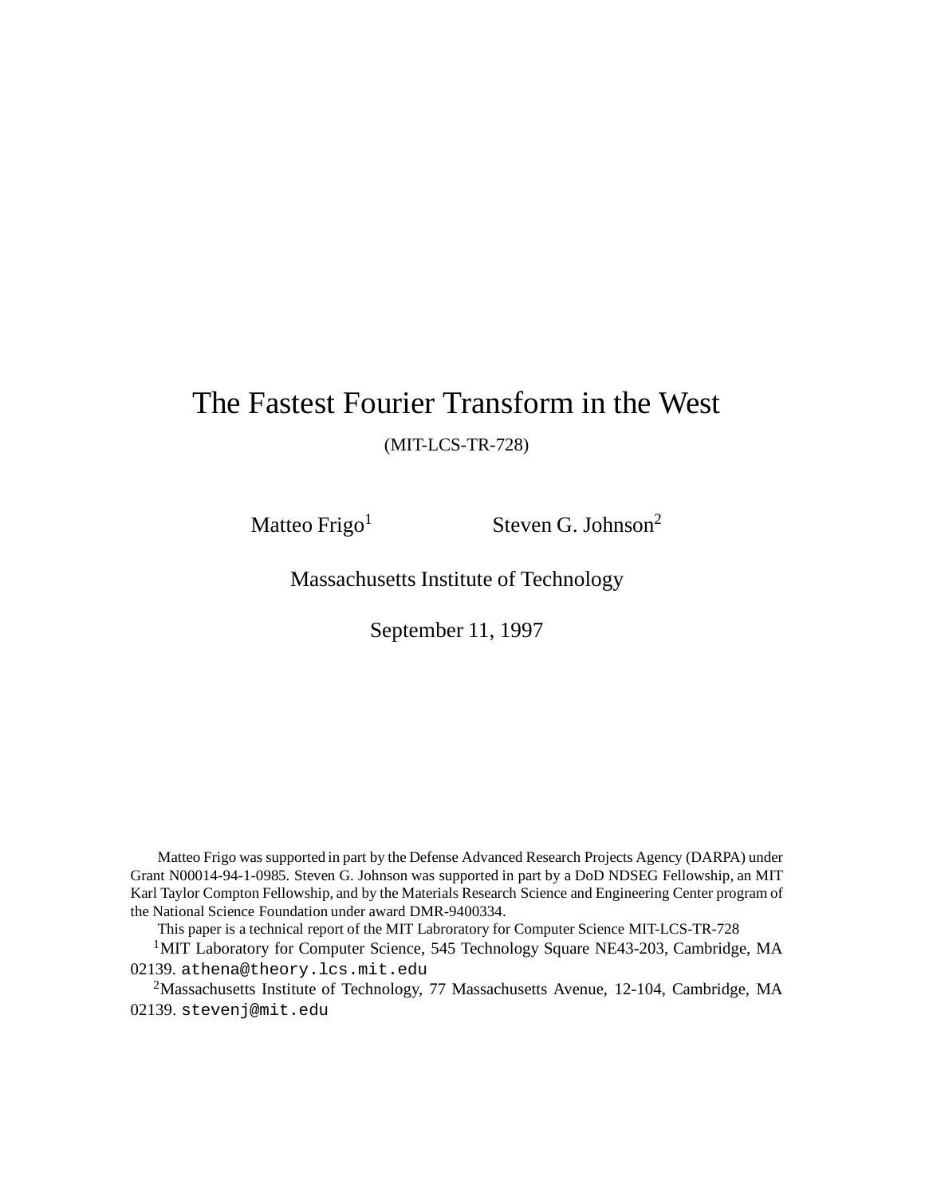# The Fastest Fourier Transform in the West

(MIT-LCS-TR-728)

Matteo Frigo[1] Steven G. Johnson[2]

Massachusetts Institute of Technology

September 11, 1997

Matteo Frigo was supported in part by the Defense Advanced Research Projects Agency (DARPA) under Grant N00014-94-1-0985. Steven G. Johnson was supported in part by a DoD NDSEG Fellowship, an MIT Karl Taylor Compton Fellowship, and by the Materials Research Science and Engineering Center program of the National Science Foundation under award DMR-9400334.

This paper is a technical report of the MIT Labroratory for Computer Science MIT-LCS-TR-728

[1]MIT Laboratory for Computer Science, 545 Technology Square NE43-203, Cambridge, MA 02139. athena@theory.lcs.mit.edu

[2]Massachusetts Institute of Technology, 77 Massachusetts Avenue, 12-104, Cambridge, MA 02139. stevenj@mit.edu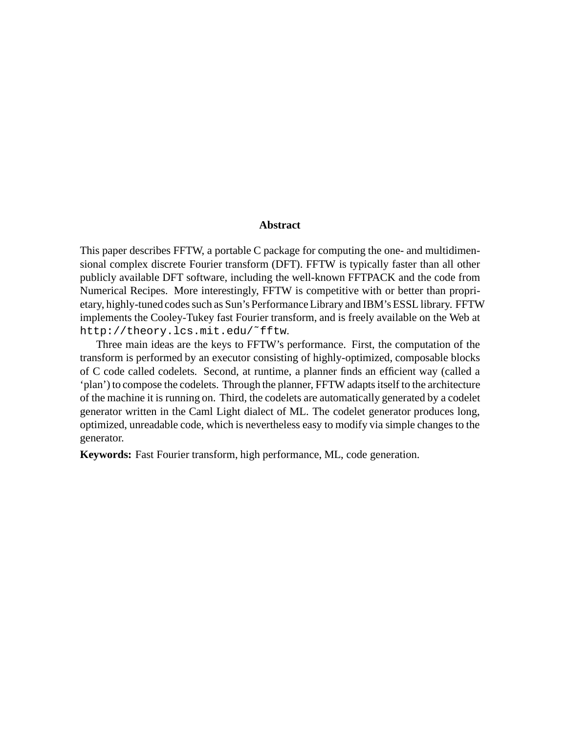## Abstract

This paper describes FFTW, a portable C package for computing the one- and multidimensional complex discrete Fourier transform (DFT). FFTW is typically faster than all other publicly available DFT software, including the well-known FFTPACK and the code from Numerical Recipes. More interestingly, FFTW is competitive with or better than proprietary, highly-tuned codes such as Sun's Performance Library and IBM's ESSL library. FFTW implements the Cooley-Tukey fast Fourier transform, and is freely available on the Web at `http://theory.lcs.mit.edu/~fftw`.

Three main ideas are the keys to FFTW's performance. First, the computation of the transform is performed by an executor consisting of highly-optimized, composable blocks of C code called codelets. Second, at runtime, a planner finds an efficient way (called a 'plan') to compose the codelets. Through the planner, FFTW adapts itself to the architecture of the machine it is running on. Third, the codelets are automatically generated by a codelet generator written in the Caml Light dialect of ML. The codelet generator produces long, optimized, unreadable code, which is nevertheless easy to modify via simple changes to the generator.

**Keywords:** Fast Fourier transform, high performance, ML, code generation.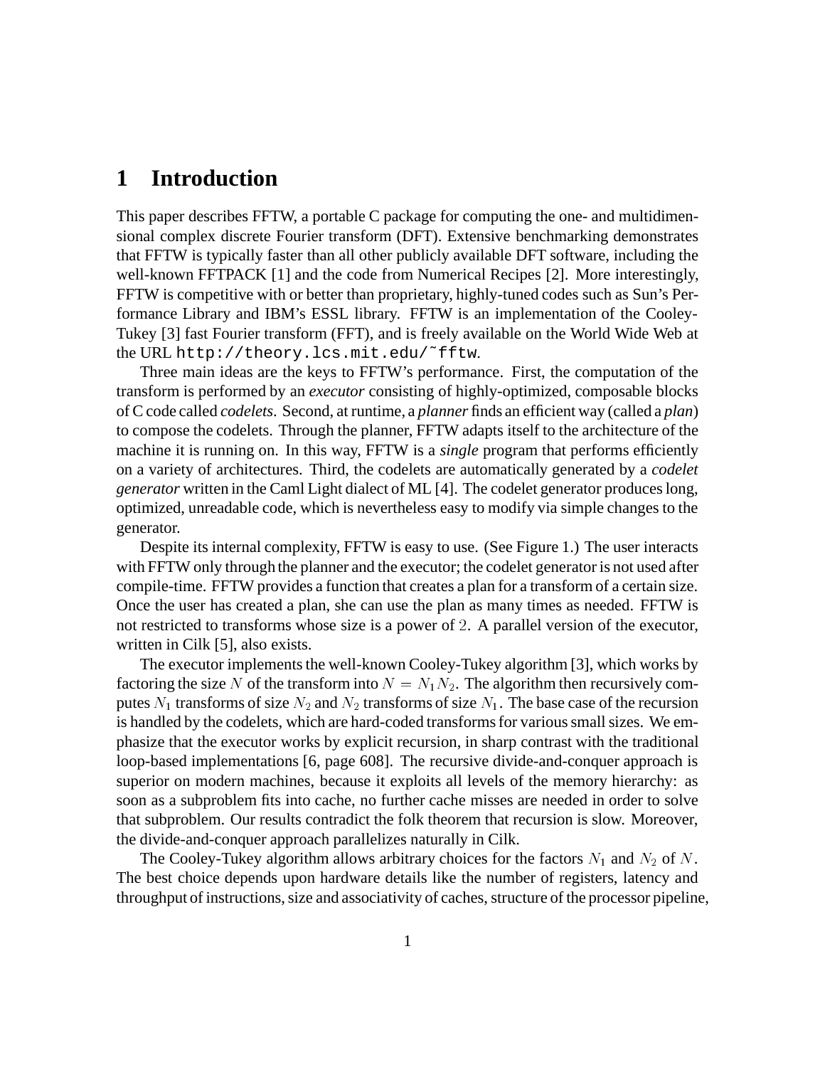# 1 Introduction

This paper describes FFTW, a portable C package for computing the one- and multidimensional complex discrete Fourier transform (DFT). Extensive benchmarking demonstrates that FFTW is typically faster than all other publicly available DFT software, including the well-known FFTPACK [1] and the code from Numerical Recipes [2]. More interestingly, FFTW is competitive with or better than proprietary, highly-tuned codes such as Sun's Performance Library and IBM's ESSL library. FFTW is an implementation of the Cooley-Tukey [3] fast Fourier transform (FFT), and is freely available on the World Wide Web at the URL `http://theory.lcs.mit.edu/~fftw`.

Three main ideas are the keys to FFTW's performance. First, the computation of the transform is performed by an *executor* consisting of highly-optimized, composable blocks of C code called *codelets*. Second, at runtime, a *planner* finds an efficient way (called a *plan*) to compose the codelets. Through the planner, FFTW adapts itself to the architecture of the machine it is running on. In this way, FFTW is a *single* program that performs efficiently on a variety of architectures. Third, the codelets are automatically generated by a *codelet generator* written in the Caml Light dialect of ML [4]. The codelet generator produces long, optimized, unreadable code, which is nevertheless easy to modify via simple changes to the generator.

Despite its internal complexity, FFTW is easy to use. (See Figure 1.) The user interacts with FFTW only through the planner and the executor; the codelet generator is not used after compile-time. FFTW provides a function that creates a plan for a transform of a certain size. Once the user has created a plan, she can use the plan as many times as needed. FFTW is not restricted to transforms whose size is a power of $2$. A parallel version of the executor, written in Cilk [5], also exists.

The executor implements the well-known Cooley-Tukey algorithm [3], which works by factoring the size $N$ of the transform into $N = N_1 N_2$. The algorithm then recursively computes $N_1$ transforms of size $N_2$ and $N_2$ transforms of size $N_1$. The base case of the recursion is handled by the codelets, which are hard-coded transforms for various small sizes. We emphasize that the executor works by explicit recursion, in sharp contrast with the traditional loop-based implementations [6, page 608]. The recursive divide-and-conquer approach is superior on modern machines, because it exploits all levels of the memory hierarchy: as soon as a subproblem fits into cache, no further cache misses are needed in order to solve that subproblem. Our results contradict the folk theorem that recursion is slow. Moreover, the divide-and-conquer approach parallelizes naturally in Cilk.

The Cooley-Tukey algorithm allows arbitrary choices for the factors $N_1$ and $N_2$ of $N$. The best choice depends upon hardware details like the number of registers, latency and throughput of instructions, size and associativity of caches, structure of the processor pipeline,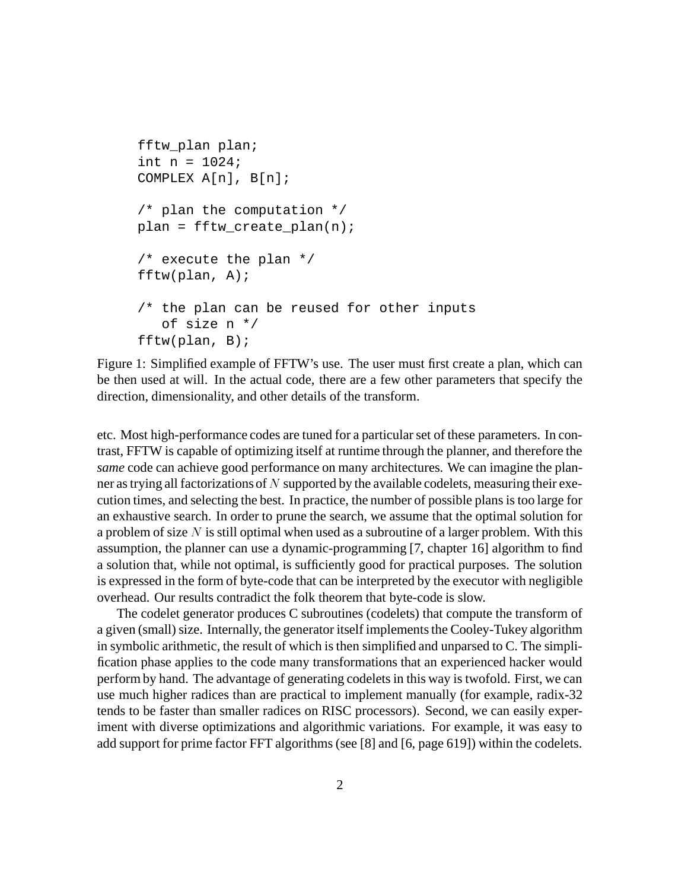```
fftw_plan plan;
int n = 1024;
COMPLEX A[n], B[n];

/* plan the computation */
plan = fftw_create_plan(n);

/* execute the plan */
fftw(plan, A);

/* the plan can be reused for other inputs
   of size n */
fftw(plan, B);
```

Figure 1: Simplified example of FFTW's use. The user must first create a plan, which can be then used at will. In the actual code, there are a few other parameters that specify the direction, dimensionality, and other details of the transform.

etc. Most high-performance codes are tuned for a particular set of these parameters. In contrast, FFTW is capable of optimizing itself at runtime through the planner, and therefore the *same* code can achieve good performance on many architectures. We can imagine the planner as trying all factorizations of $N$ supported by the available codelets, measuring their execution times, and selecting the best. In practice, the number of possible plans is too large for an exhaustive search. In order to prune the search, we assume that the optimal solution for a problem of size $N$ is still optimal when used as a subroutine of a larger problem. With this assumption, the planner can use a dynamic-programming [7, chapter 16] algorithm to find a solution that, while not optimal, is sufficiently good for practical purposes. The solution is expressed in the form of byte-code that can be interpreted by the executor with negligible overhead. Our results contradict the folk theorem that byte-code is slow.

The codelet generator produces C subroutines (codelets) that compute the transform of a given (small) size. Internally, the generator itself implements the Cooley-Tukey algorithm in symbolic arithmetic, the result of which is then simplified and unparsed to C. The simplification phase applies to the code many transformations that an experienced hacker would perform by hand. The advantage of generating codelets in this way is twofold. First, we can use much higher radices than are practical to implement manually (for example, radix-32 tends to be faster than smaller radices on RISC processors). Second, we can easily experiment with diverse optimizations and algorithmic variations. For example, it was easy to add support for prime factor FFT algorithms (see [8] and [6, page 619]) within the codelets.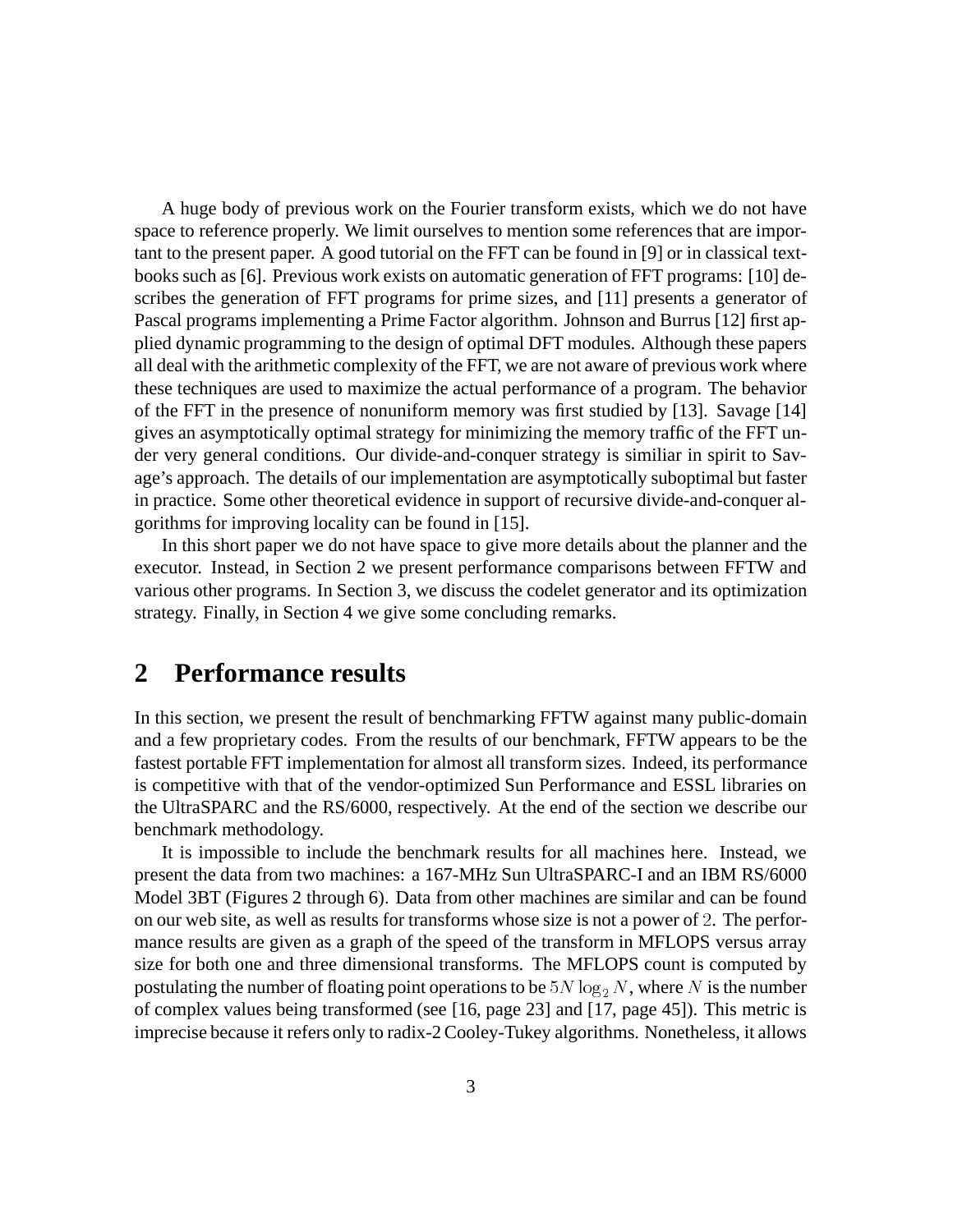A huge body of previous work on the Fourier transform exists, which we do not have space to reference properly. We limit ourselves to mention some references that are important to the present paper. A good tutorial on the FFT can be found in [9] or in classical textbooks such as [6]. Previous work exists on automatic generation of FFT programs: [10] describes the generation of FFT programs for prime sizes, and [11] presents a generator of Pascal programs implementing a Prime Factor algorithm. Johnson and Burrus [12] first applied dynamic programming to the design of optimal DFT modules. Although these papers all deal with the arithmetic complexity of the FFT, we are not aware of previous work where these techniques are used to maximize the actual performance of a program. The behavior of the FFT in the presence of nonuniform memory was first studied by [13]. Savage [14] gives an asymptotically optimal strategy for minimizing the memory traffic of the FFT under very general conditions. Our divide-and-conquer strategy is similiar in spirit to Savage's approach. The details of our implementation are asymptotically suboptimal but faster in practice. Some other theoretical evidence in support of recursive divide-and-conquer algorithms for improving locality can be found in [15].

In this short paper we do not have space to give more details about the planner and the executor. Instead, in Section 2 we present performance comparisons between FFTW and various other programs. In Section 3, we discuss the codelet generator and its optimization strategy. Finally, in Section 4 we give some concluding remarks.

## 2 Performance results

In this section, we present the result of benchmarking FFTW against many public-domain and a few proprietary codes. From the results of our benchmark, FFTW appears to be the fastest portable FFT implementation for almost all transform sizes. Indeed, its performance is competitive with that of the vendor-optimized Sun Performance and ESSL libraries on the UltraSPARC and the RS/6000, respectively. At the end of the section we describe our benchmark methodology.

It is impossible to include the benchmark results for all machines here. Instead, we present the data from two machines: a 167-MHz Sun UltraSPARC-I and an IBM RS/6000 Model 3BT (Figures 2 through 6). Data from other machines are similar and can be found on our web site, as well as results for transforms whose size is not a power of $2$. The performance results are given as a graph of the speed of the transform in MFLOPS versus array size for both one and three dimensional transforms. The MFLOPS count is computed by postulating the number of floating point operations to be $5N \log_2 N$, where $N$ is the number of complex values being transformed (see [16, page 23] and [17, page 45]). This metric is imprecise because it refers only to radix-2 Cooley-Tukey algorithms. Nonetheless, it allows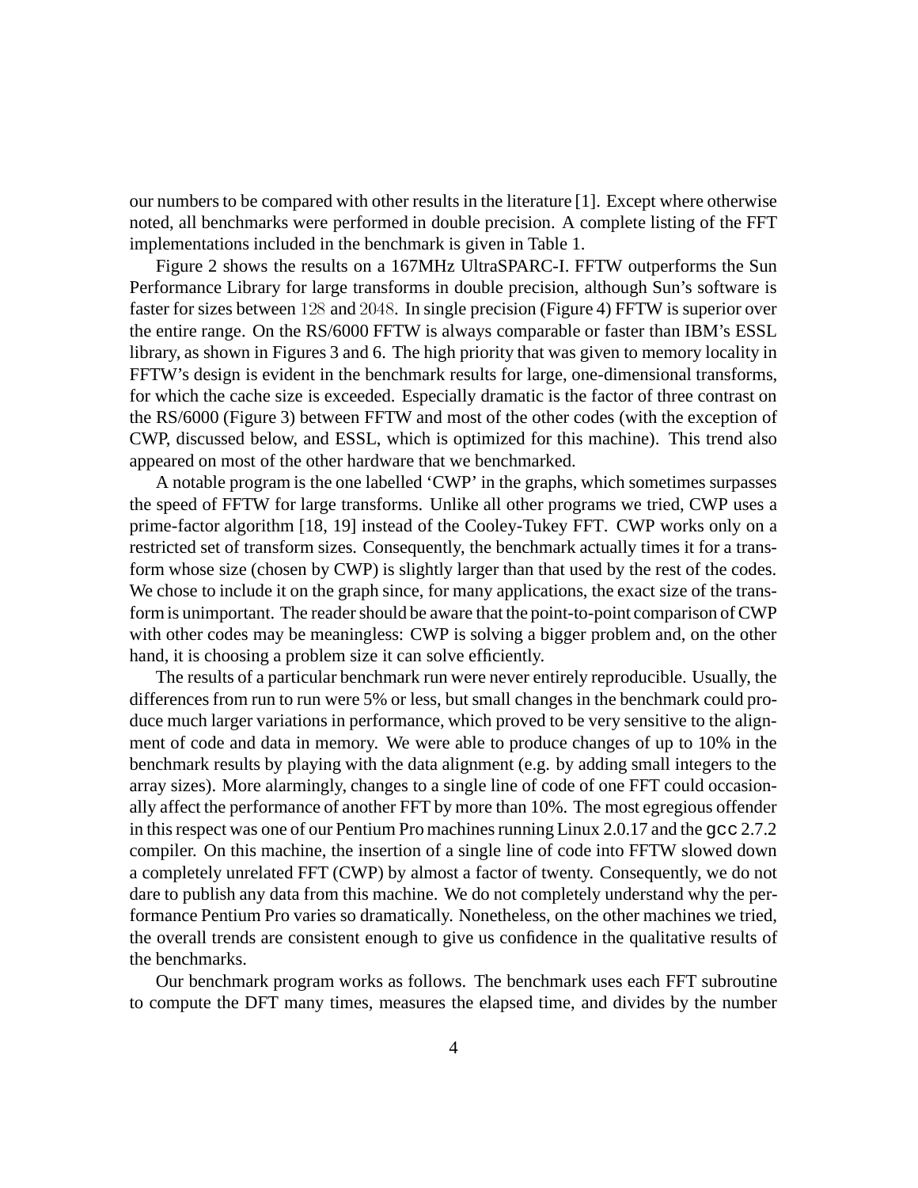our numbers to be compared with other results in the literature [1]. Except where otherwise noted, all benchmarks were performed in double precision. A complete listing of the FFT implementations included in the benchmark is given in Table 1.

Figure 2 shows the results on a 167MHz UltraSPARC-I. FFTW outperforms the Sun Performance Library for large transforms in double precision, although Sun's software is faster for sizes between $128$ and $2048$. In single precision (Figure 4) FFTW is superior over the entire range. On the RS/6000 FFTW is always comparable or faster than IBM's ESSL library, as shown in Figures 3 and 6. The high priority that was given to memory locality in FFTW's design is evident in the benchmark results for large, one-dimensional transforms, for which the cache size is exceeded. Especially dramatic is the factor of three contrast on the RS/6000 (Figure 3) between FFTW and most of the other codes (with the exception of CWP, discussed below, and ESSL, which is optimized for this machine). This trend also appeared on most of the other hardware that we benchmarked.

A notable program is the one labelled 'CWP' in the graphs, which sometimes surpasses the speed of FFTW for large transforms. Unlike all other programs we tried, CWP uses a prime-factor algorithm [18, 19] instead of the Cooley-Tukey FFT. CWP works only on a restricted set of transform sizes. Consequently, the benchmark actually times it for a transform whose size (chosen by CWP) is slightly larger than that used by the rest of the codes. We chose to include it on the graph since, for many applications, the exact size of the transform is unimportant. The reader should be aware that the point-to-point comparison of CWP with other codes may be meaningless: CWP is solving a bigger problem and, on the other hand, it is choosing a problem size it can solve efficiently.

The results of a particular benchmark run were never entirely reproducible. Usually, the differences from run to run were 5% or less, but small changes in the benchmark could produce much larger variations in performance, which proved to be very sensitive to the alignment of code and data in memory. We were able to produce changes of up to 10% in the benchmark results by playing with the data alignment (e.g. by adding small integers to the array sizes). More alarmingly, changes to a single line of code of one FFT could occasionally affect the performance of another FFT by more than 10%. The most egregious offender in this respect was one of our Pentium Pro machines running Linux 2.0.17 and the `gcc` 2.7.2 compiler. On this machine, the insertion of a single line of code into FFTW slowed down a completely unrelated FFT (CWP) by almost a factor of twenty. Consequently, we do not dare to publish any data from this machine. We do not completely understand why the performance Pentium Pro varies so dramatically. Nonetheless, on the other machines we tried, the overall trends are consistent enough to give us confidence in the qualitative results of the benchmarks.

Our benchmark program works as follows. The benchmark uses each FFT subroutine to compute the DFT many times, measures the elapsed time, and divides by the number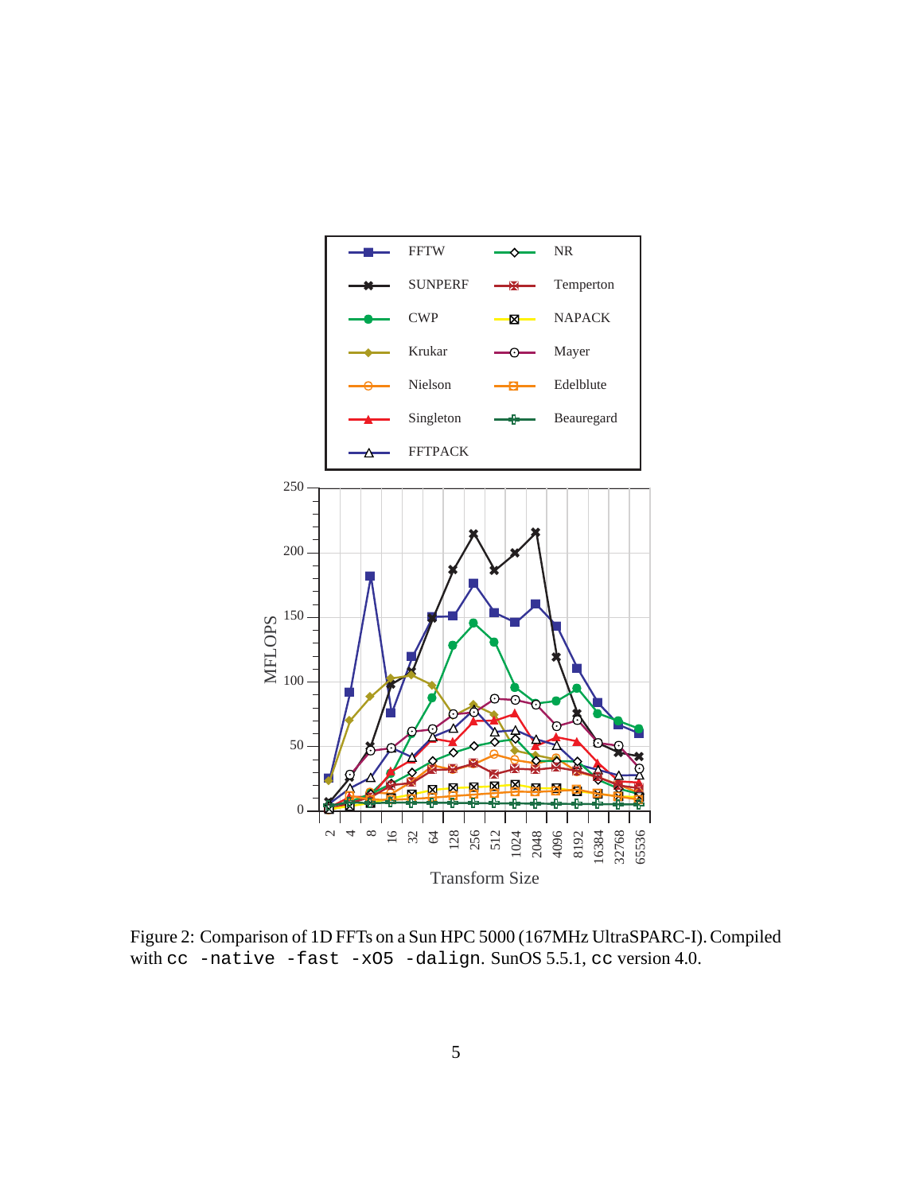Figure 2: Comparison of 1D FFTs on a Sun HPC 5000 (167MHz UltraSPARC-I). Compiled with `cc -native -fast -xO5 -dalign`. SunOS 5.5.1, `cc` version 4.0.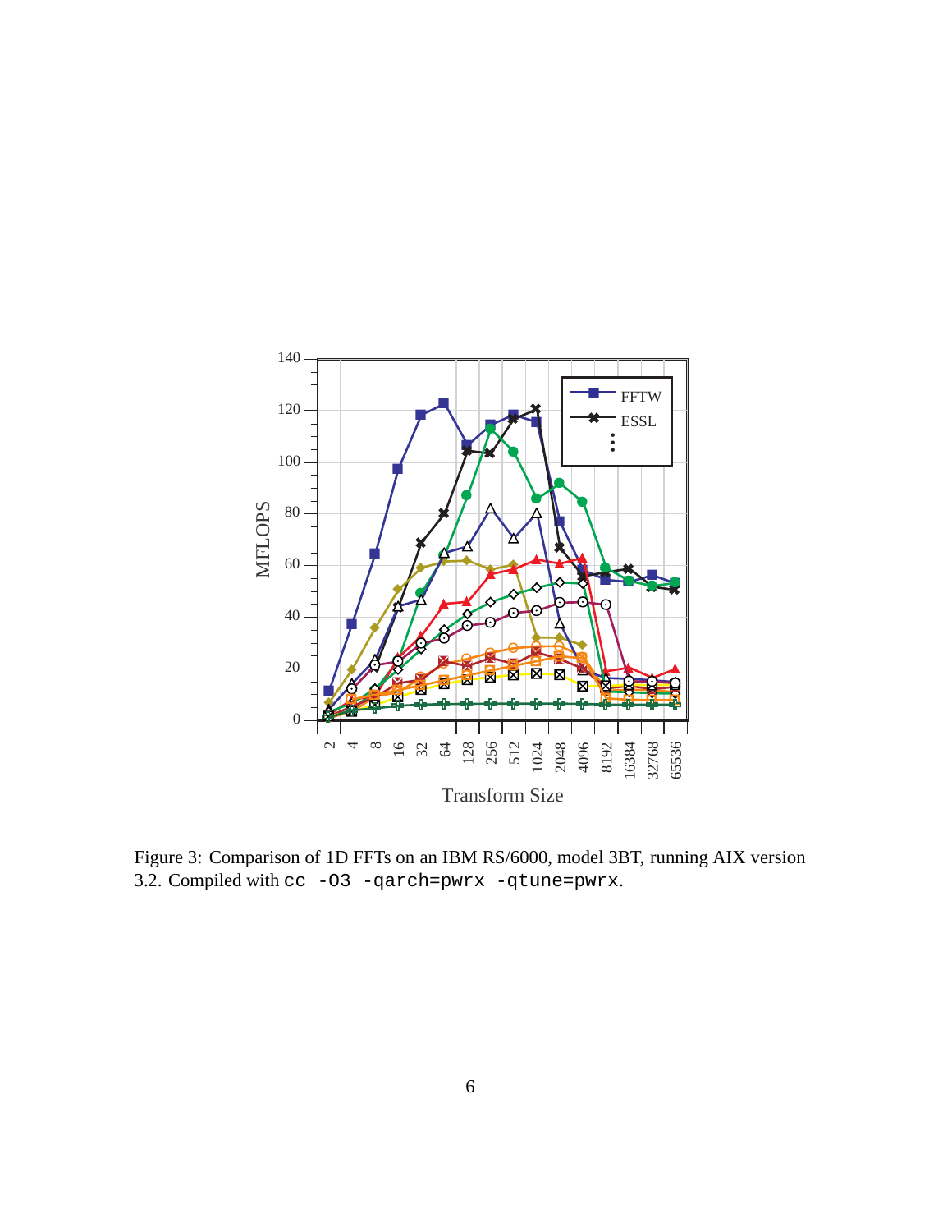Figure 3: Comparison of 1D FFTs on an IBM RS/6000, model 3BT, running AIX version 3.2. Compiled with `cc -O3 -qarch=pwrx -qtune=pwrx`.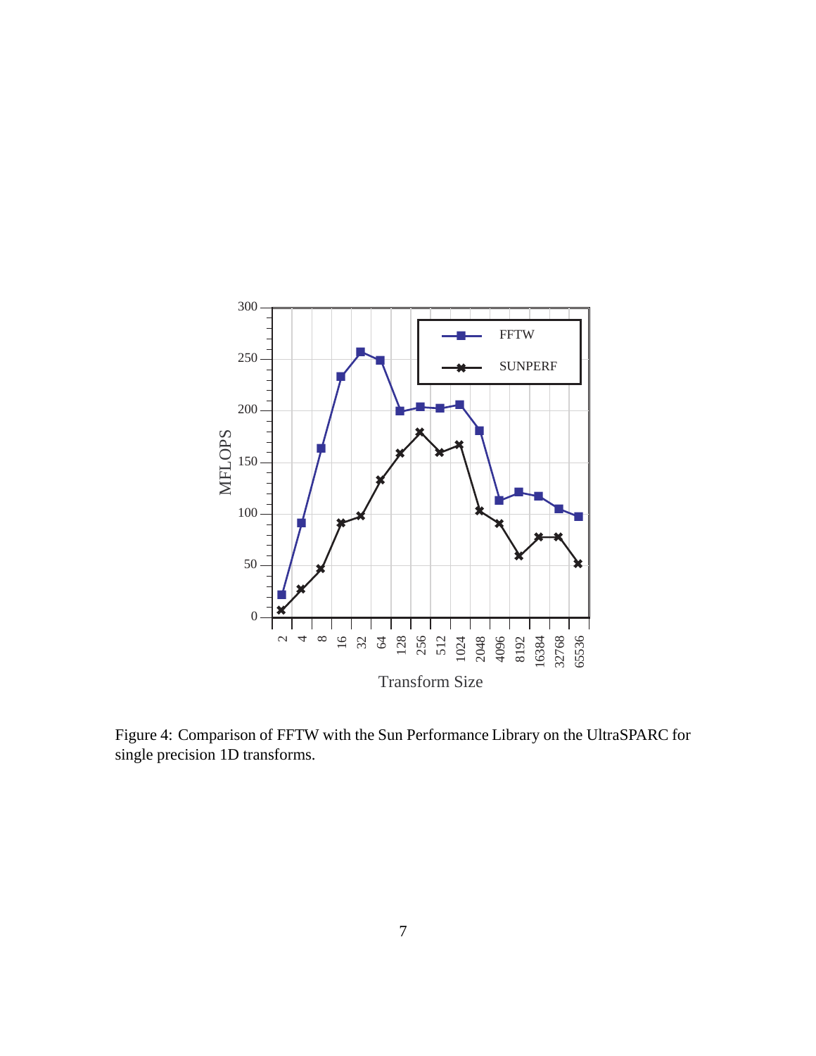Figure 4: Comparison of FFTW with the Sun Performance Library on the UltraSPARC for single precision 1D transforms.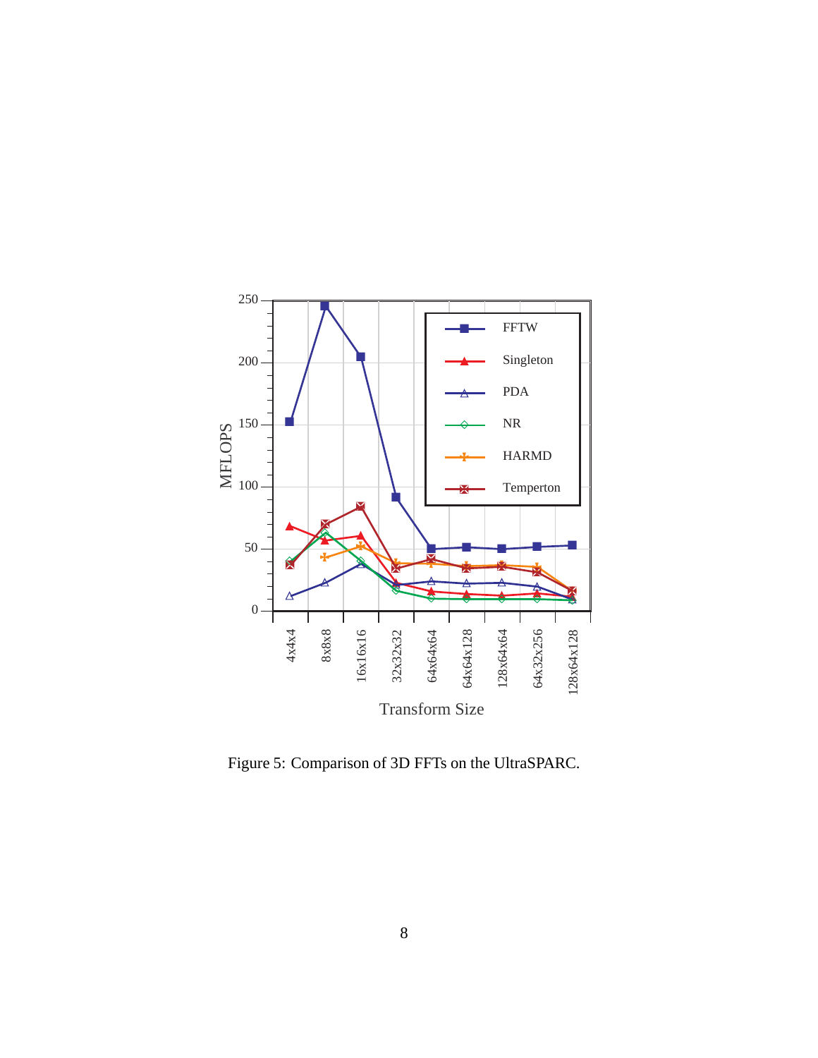Figure 5: Comparison of 3D FFTs on the UltraSPARC.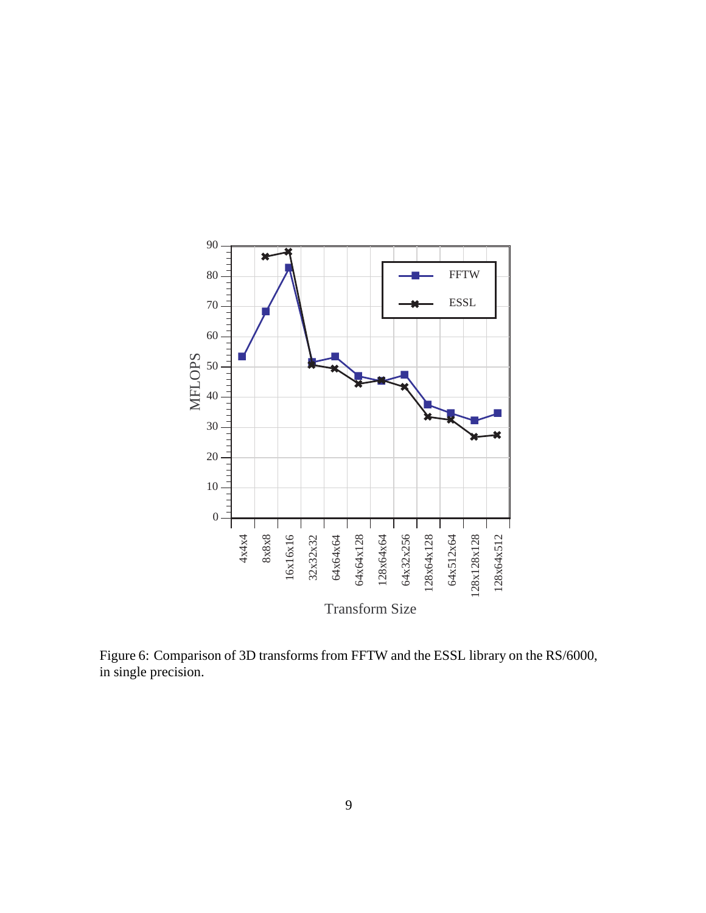Figure 6: Comparison of 3D transforms from FFTW and the ESSL library on the RS/6000, in single precision.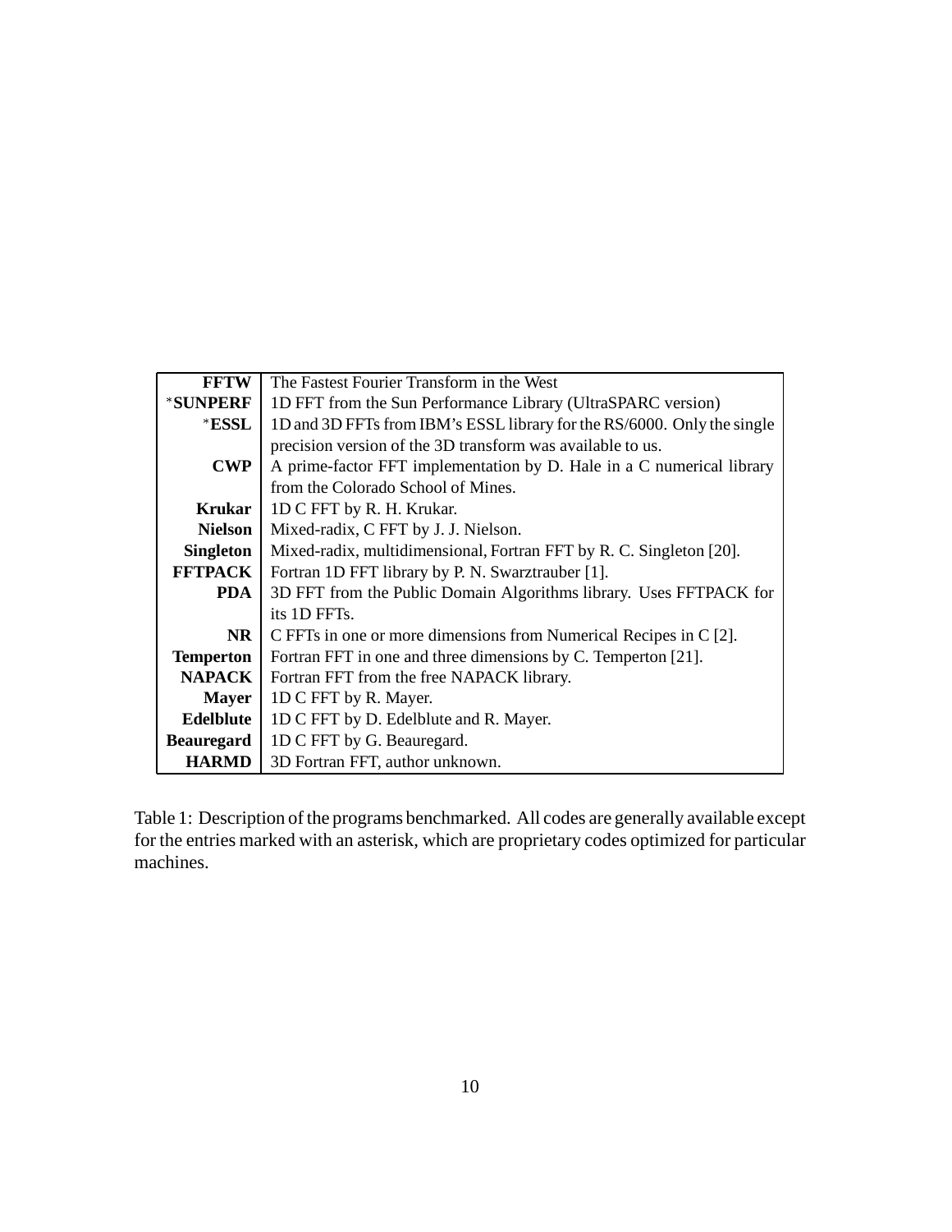| | |
|---|---|
| **FFTW** | The Fastest Fourier Transform in the West |
| *SUNPERF | 1D FFT from the Sun Performance Library (UltraSPARC version) |
| *ESSL | 1D and 3D FFTs from IBM's ESSL library for the RS/6000. Only the single precision version of the 3D transform was available to us. |
| **CWP** | A prime-factor FFT implementation by D. Hale in a C numerical library from the Colorado School of Mines. |
| **Krukar** | 1D C FFT by R. H. Krukar. |
| **Nielson** | Mixed-radix, C FFT by J. J. Nielson. |
| **Singleton** | Mixed-radix, multidimensional, Fortran FFT by R. C. Singleton [20]. |
| **FFTPACK** | Fortran 1D FFT library by P. N. Swarztrauber [1]. |
| **PDA** | 3D FFT from the Public Domain Algorithms library. Uses FFTPACK for its 1D FFTs. |
| **NR** | C FFTs in one or more dimensions from Numerical Recipes in C [2]. |
| **Temperton** | Fortran FFT in one and three dimensions by C. Temperton [21]. |
| **NAPACK** | Fortran FFT from the free NAPACK library. |
| **Mayer** | 1D C FFT by R. Mayer. |
| **Edelblute** | 1D C FFT by D. Edelblute and R. Mayer. |
| **Beauregard** | 1D C FFT by G. Beauregard. |
| **HARMD** | 3D Fortran FFT, author unknown. |

Table 1: Description of the programs benchmarked. All codes are generally available except for the entries marked with an asterisk, which are proprietary codes optimized for particular machines.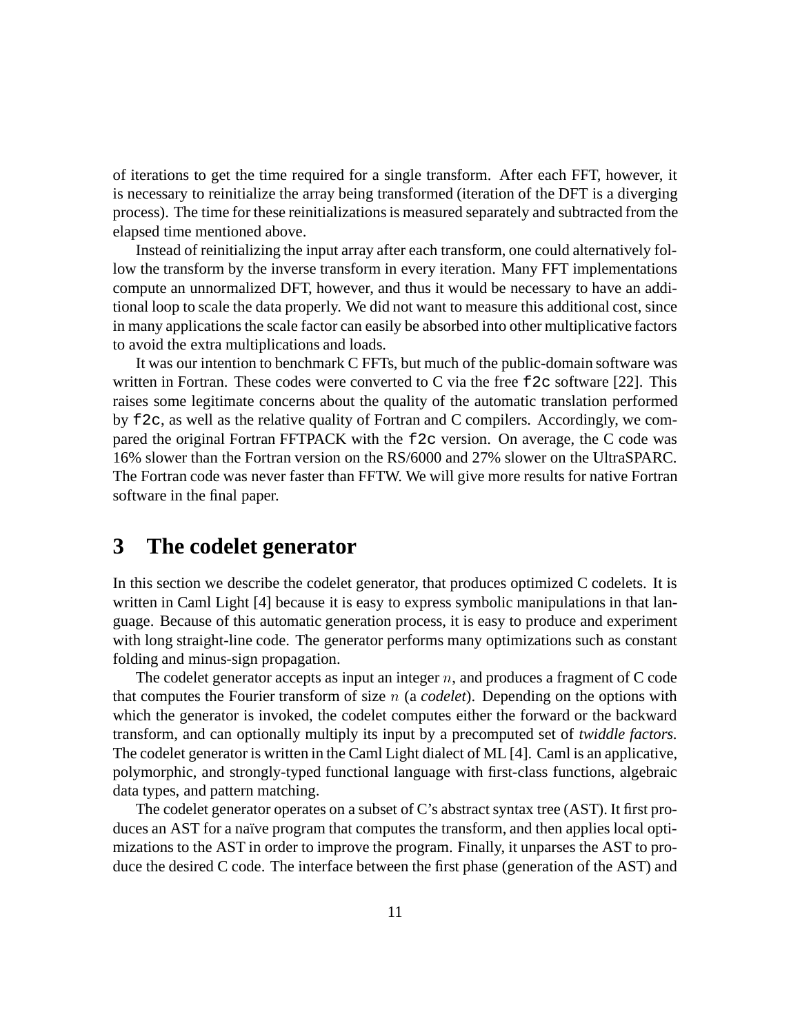of iterations to get the time required for a single transform. After each FFT, however, it is necessary to reinitialize the array being transformed (iteration of the DFT is a diverging process). The time for these reinitializations is measured separately and subtracted from the elapsed time mentioned above.

Instead of reinitializing the input array after each transform, one could alternatively follow the transform by the inverse transform in every iteration. Many FFT implementations compute an unnormalized DFT, however, and thus it would be necessary to have an additional loop to scale the data properly. We did not want to measure this additional cost, since in many applications the scale factor can easily be absorbed into other multiplicative factors to avoid the extra multiplications and loads.

It was our intention to benchmark C FFTs, but much of the public-domain software was written in Fortran. These codes were converted to C via the free `f2c` software [22]. This raises some legitimate concerns about the quality of the automatic translation performed by `f2c`, as well as the relative quality of Fortran and C compilers. Accordingly, we compared the original Fortran FFTPACK with the `f2c` version. On average, the C code was 16% slower than the Fortran version on the RS/6000 and 27% slower on the UltraSPARC. The Fortran code was never faster than FFTW. We will give more results for native Fortran software in the final paper.

# 3 The codelet generator

In this section we describe the codelet generator, that produces optimized C codelets. It is written in Caml Light [4] because it is easy to express symbolic manipulations in that language. Because of this automatic generation process, it is easy to produce and experiment with long straight-line code. The generator performs many optimizations such as constant folding and minus-sign propagation.

The codelet generator accepts as input an integer $n$, and produces a fragment of C code that computes the Fourier transform of size $n$ (a *codelet*). Depending on the options with which the generator is invoked, the codelet computes either the forward or the backward transform, and can optionally multiply its input by a precomputed set of *twiddle factors*. The codelet generator is written in the Caml Light dialect of ML [4]. Caml is an applicative, polymorphic, and strongly-typed functional language with first-class functions, algebraic data types, and pattern matching.

The codelet generator operates on a subset of C's abstract syntax tree (AST). It first produces an AST for a naïve program that computes the transform, and then applies local optimizations to the AST in order to improve the program. Finally, it unparses the AST to produce the desired C code. The interface between the first phase (generation of the AST) and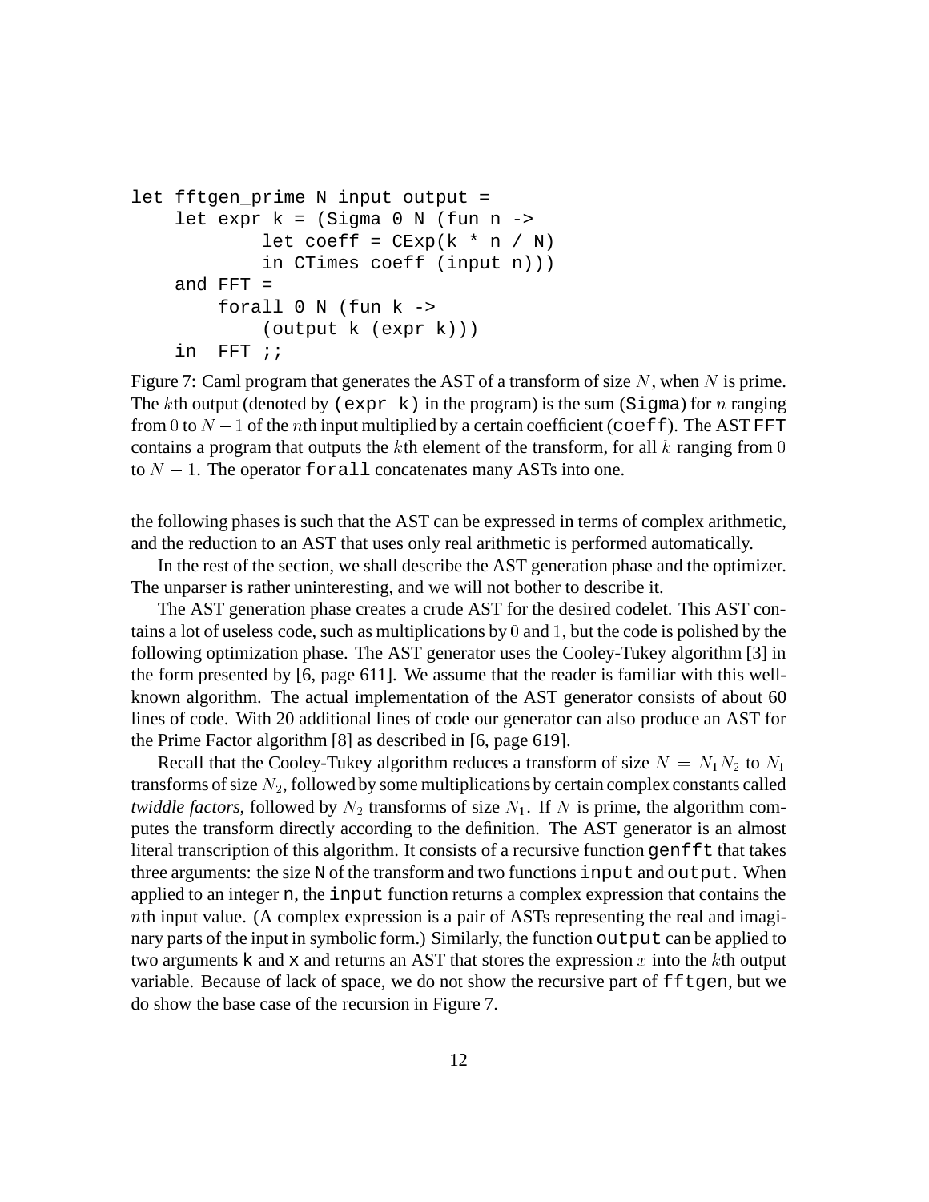```
let fftgen_prime N input output =
    let expr k = (Sigma 0 N (fun n ->
            let coeff = CExp(k * n / N)
            in CTimes coeff (input n)))
    and FFT =
        forall 0 N (fun k ->
            (output k (expr k)))
    in  FFT ;;
```

Figure 7: Caml program that generates the AST of a transform of size $N$, when $N$ is prime. The $k$th output (denoted by `(expr k)` in the program) is the sum (`Sigma`) for $n$ ranging from $0$ to $N-1$ of the $n$th input multiplied by a certain coefficient (`coeff`). The AST `FFT` contains a program that outputs the $k$th element of the transform, for all $k$ ranging from $0$ to $N-1$. The operator `forall` concatenates many ASTs into one.

the following phases is such that the AST can be expressed in terms of complex arithmetic, and the reduction to an AST that uses only real arithmetic is performed automatically.

In the rest of the section, we shall describe the AST generation phase and the optimizer. The unparser is rather uninteresting, and we will not bother to describe it.

The AST generation phase creates a crude AST for the desired codelet. This AST contains a lot of useless code, such as multiplications by $0$ and $1$, but the code is polished by the following optimization phase. The AST generator uses the Cooley-Tukey algorithm [3] in the form presented by [6, page 611]. We assume that the reader is familiar with this well-known algorithm. The actual implementation of the AST generator consists of about 60 lines of code. With 20 additional lines of code our generator can also produce an AST for the Prime Factor algorithm [8] as described in [6, page 619].

Recall that the Cooley-Tukey algorithm reduces a transform of size $N = N_1 N_2$ to $N_1$ transforms of size $N_2$, followed by some multiplications by certain complex constants called *twiddle factors*, followed by $N_2$ transforms of size $N_1$. If $N$ is prime, the algorithm computes the transform directly according to the definition. The AST generator is an almost literal transcription of this algorithm. It consists of a recursive function `genfft` that takes three arguments: the size `N` of the transform and two functions `input` and `output`. When applied to an integer `n`, the `input` function returns a complex expression that contains the $n$th input value. (A complex expression is a pair of ASTs representing the real and imaginary parts of the input in symbolic form.) Similarly, the function `output` can be applied to two arguments `k` and `x` and returns an AST that stores the expression $x$ into the $k$th output variable. Because of lack of space, we do not show the recursive part of `fftgen`, but we do show the base case of the recursion in Figure 7.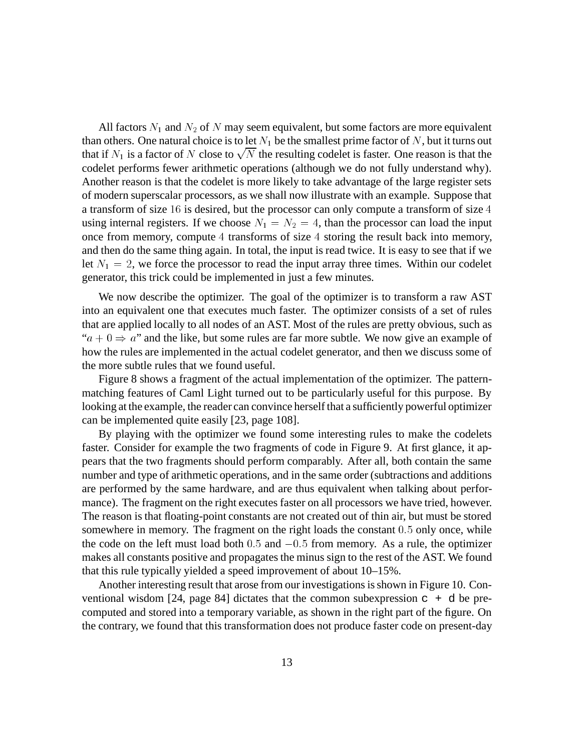All factors $N_1$ and $N_2$ of $N$ may seem equivalent, but some factors are more equivalent than others. One natural choice is to let $N_1$ be the smallest prime factor of $N$, but it turns out that if $N_1$ is a factor of $N$ close to $\sqrt{N}$ the resulting codelet is faster. One reason is that the codelet performs fewer arithmetic operations (although we do not fully understand why). Another reason is that the codelet is more likely to take advantage of the large register sets of modern superscalar processors, as we shall now illustrate with an example. Suppose that a transform of size $16$ is desired, but the processor can only compute a transform of size $4$ using internal registers. If we choose $N_1 = N_2 = 4$, than the processor can load the input once from memory, compute $4$ transforms of size $4$ storing the result back into memory, and then do the same thing again. In total, the input is read twice. It is easy to see that if we let $N_1 = 2$, we force the processor to read the input array three times. Within our codelet generator, this trick could be implemented in just a few minutes.

We now describe the optimizer. The goal of the optimizer is to transform a raw AST into an equivalent one that executes much faster. The optimizer consists of a set of rules that are applied locally to all nodes of an AST. Most of the rules are pretty obvious, such as "$a + 0 \Rightarrow a$" and the like, but some rules are far more subtle. We now give an example of how the rules are implemented in the actual codelet generator, and then we discuss some of the more subtle rules that we found useful.

Figure 8 shows a fragment of the actual implementation of the optimizer. The pattern-matching features of Caml Light turned out to be particularly useful for this purpose. By looking at the example, the reader can convince herself that a sufficiently powerful optimizer can be implemented quite easily [23, page 108].

By playing with the optimizer we found some interesting rules to make the codelets faster. Consider for example the two fragments of code in Figure 9. At first glance, it appears that the two fragments should perform comparably. After all, both contain the same number and type of arithmetic operations, and in the same order (subtractions and additions are performed by the same hardware, and are thus equivalent when talking about performance). The fragment on the right executes faster on all processors we have tried, however. The reason is that floating-point constants are not created out of thin air, but must be stored somewhere in memory. The fragment on the right loads the constant $0.5$ only once, while the code on the left must load both $0.5$ and $-0.5$ from memory. As a rule, the optimizer makes all constants positive and propagates the minus sign to the rest of the AST. We found that this rule typically yielded a speed improvement of about 10–15%.

Another interesting result that arose from our investigations is shown in Figure 10. Conventional wisdom [24, page 84] dictates that the common subexpression `c + d` be precomputed and stored into a temporary variable, as shown in the right part of the figure. On the contrary, we found that this transformation does not produce faster code on present-day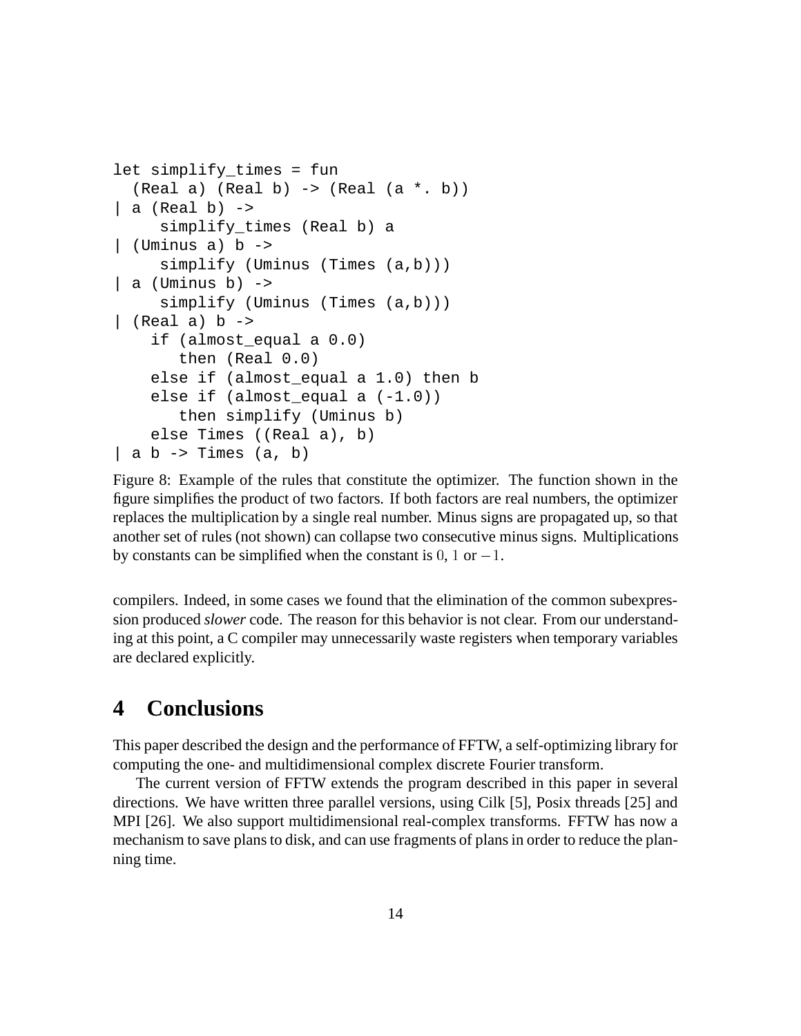```
let simplify_times = fun
  (Real a) (Real b) -> (Real (a *. b))
| a (Real b) ->
     simplify_times (Real b) a
| (Uminus a) b ->
     simplify (Uminus (Times (a,b)))
| a (Uminus b) ->
     simplify (Uminus (Times (a,b)))
| (Real a) b ->
    if (almost_equal a 0.0)
       then (Real 0.0)
    else if (almost_equal a 1.0) then b
    else if (almost_equal a (-1.0))
       then simplify (Uminus b)
    else Times ((Real a), b)
| a b -> Times (a, b)
```

Figure 8: Example of the rules that constitute the optimizer. The function shown in the figure simplifies the product of two factors. If both factors are real numbers, the optimizer replaces the multiplication by a single real number. Minus signs are propagated up, so that another set of rules (not shown) can collapse two consecutive minus signs. Multiplications by constants can be simplified when the constant is $0$, $1$ or $-1$.

compilers. Indeed, in some cases we found that the elimination of the common subexpression produced *slower* code. The reason for this behavior is not clear. From our understanding at this point, a C compiler may unnecessarily waste registers when temporary variables are declared explicitly.

# 4 Conclusions

This paper described the design and the performance of FFTW, a self-optimizing library for computing the one- and multidimensional complex discrete Fourier transform.

The current version of FFTW extends the program described in this paper in several directions. We have written three parallel versions, using Cilk [5], Posix threads [25] and MPI [26]. We also support multidimensional real-complex transforms. FFTW has now a mechanism to save plans to disk, and can use fragments of plans in order to reduce the planning time.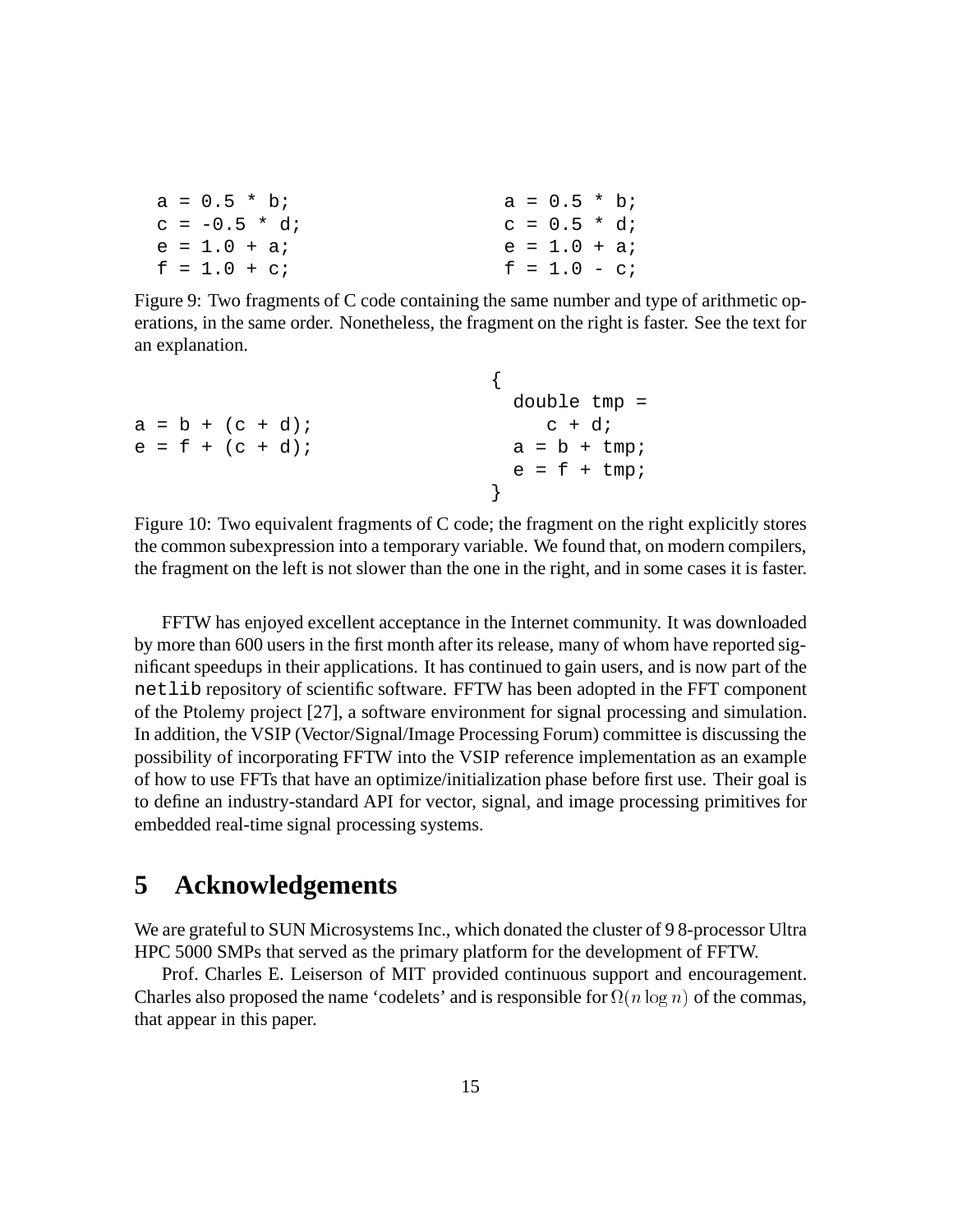```
a = 0.5 * b;
c = -0.5 * d;
e = 1.0 + a;
f = 1.0 + c;
```

```
a = 0.5 * b;
c = 0.5 * d;
e = 1.0 + a;
f = 1.0 - c;
```

Figure 9: Two fragments of C code containing the same number and type of arithmetic operations, in the same order. Nonetheless, the fragment on the right is faster. See the text for an explanation.

```
a = b + (c + d);
e = f + (c + d);
```

```
{
  double tmp =
     c + d;
  a = b + tmp;
  e = f + tmp;
}
```

Figure 10: Two equivalent fragments of C code; the fragment on the right explicitly stores the common subexpression into a temporary variable. We found that, on modern compilers, the fragment on the left is not slower than the one in the right, and in some cases it is faster.

FFTW has enjoyed excellent acceptance in the Internet community. It was downloaded by more than 600 users in the first month after its release, many of whom have reported significant speedups in their applications. It has continued to gain users, and is now part of the `netlib` repository of scientific software. FFTW has been adopted in the FFT component of the Ptolemy project [27], a software environment for signal processing and simulation. In addition, the VSIP (Vector/Signal/Image Processing Forum) committee is discussing the possibility of incorporating FFTW into the VSIP reference implementation as an example of how to use FFTs that have an optimize/initialization phase before first use. Their goal is to define an industry-standard API for vector, signal, and image processing primitives for embedded real-time signal processing systems.

# 5 Acknowledgements

We are grateful to SUN Microsystems Inc., which donated the cluster of 9 8-processor Ultra HPC 5000 SMPs that served as the primary platform for the development of FFTW.

Prof. Charles E. Leiserson of MIT provided continuous support and encouragement. Charles also proposed the name 'codelets' and is responsible for $\Omega(n \log n)$ of the commas, that appear in this paper.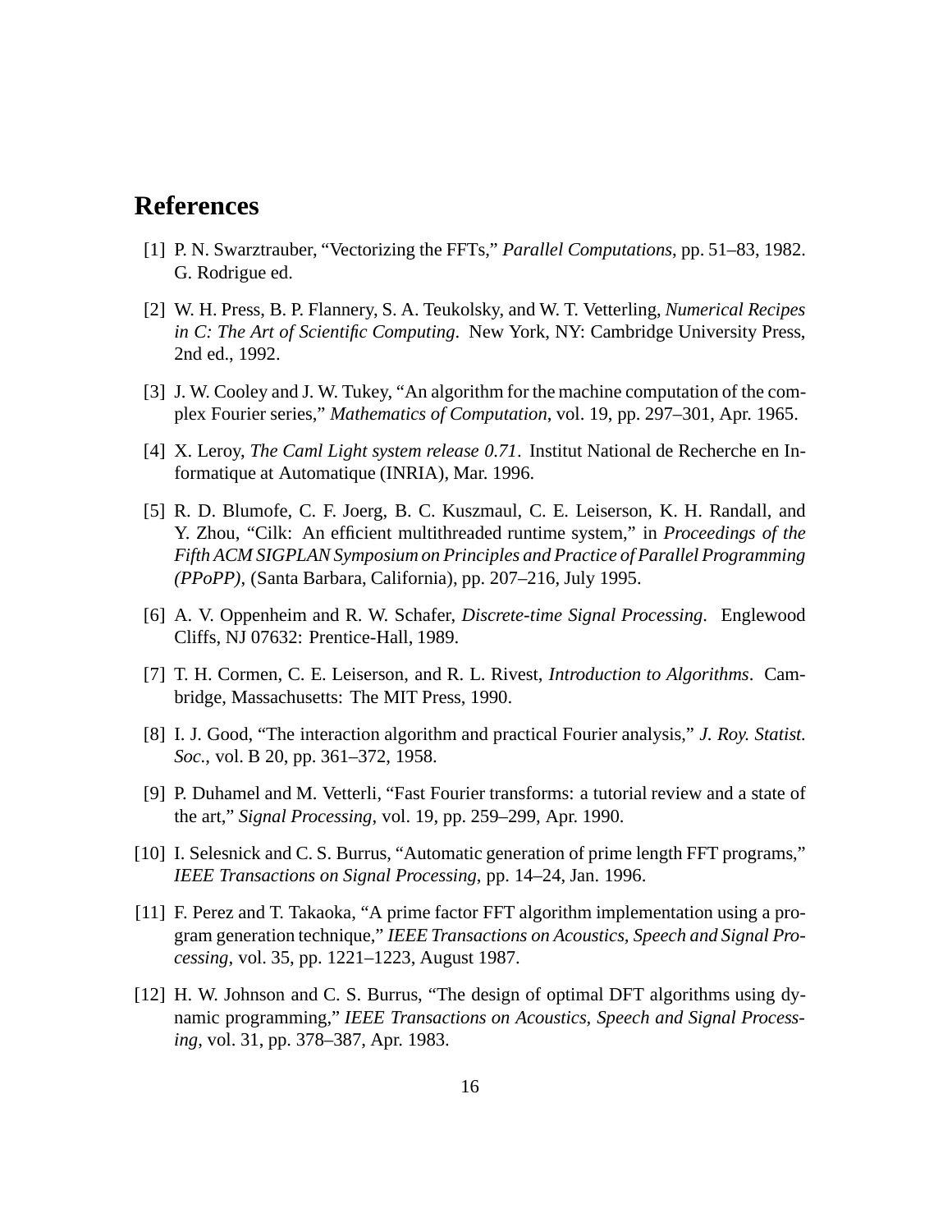## References

[1] P. N. Swarztrauber, "Vectorizing the FFTs," *Parallel Computations*, pp. 51–83, 1982. G. Rodrigue ed.

[2] W. H. Press, B. P. Flannery, S. A. Teukolsky, and W. T. Vetterling, *Numerical Recipes in C: The Art of Scientific Computing*. New York, NY: Cambridge University Press, 2nd ed., 1992.

[3] J. W. Cooley and J. W. Tukey, "An algorithm for the machine computation of the complex Fourier series," *Mathematics of Computation*, vol. 19, pp. 297–301, Apr. 1965.

[4] X. Leroy, *The Caml Light system release 0.71*. Institut National de Recherche en Informatique at Automatique (INRIA), Mar. 1996.

[5] R. D. Blumofe, C. F. Joerg, B. C. Kuszmaul, C. E. Leiserson, K. H. Randall, and Y. Zhou, "Cilk: An efficient multithreaded runtime system," in *Proceedings of the Fifth ACM SIGPLAN Symposium on Principles and Practice of Parallel Programming (PPoPP)*, (Santa Barbara, California), pp. 207–216, July 1995.

[6] A. V. Oppenheim and R. W. Schafer, *Discrete-time Signal Processing*. Englewood Cliffs, NJ 07632: Prentice-Hall, 1989.

[7] T. H. Cormen, C. E. Leiserson, and R. L. Rivest, *Introduction to Algorithms*. Cambridge, Massachusetts: The MIT Press, 1990.

[8] I. J. Good, "The interaction algorithm and practical Fourier analysis," *J. Roy. Statist. Soc.*, vol. B 20, pp. 361–372, 1958.

[9] P. Duhamel and M. Vetterli, "Fast Fourier transforms: a tutorial review and a state of the art," *Signal Processing*, vol. 19, pp. 259–299, Apr. 1990.

[10] I. Selesnick and C. S. Burrus, "Automatic generation of prime length FFT programs," *IEEE Transactions on Signal Processing*, pp. 14–24, Jan. 1996.

[11] F. Perez and T. Takaoka, "A prime factor FFT algorithm implementation using a program generation technique," *IEEE Transactions on Acoustics, Speech and Signal Processing*, vol. 35, pp. 1221–1223, August 1987.

[12] H. W. Johnson and C. S. Burrus, "The design of optimal DFT algorithms using dynamic programming," *IEEE Transactions on Acoustics, Speech and Signal Processing*, vol. 31, pp. 378–387, Apr. 1983.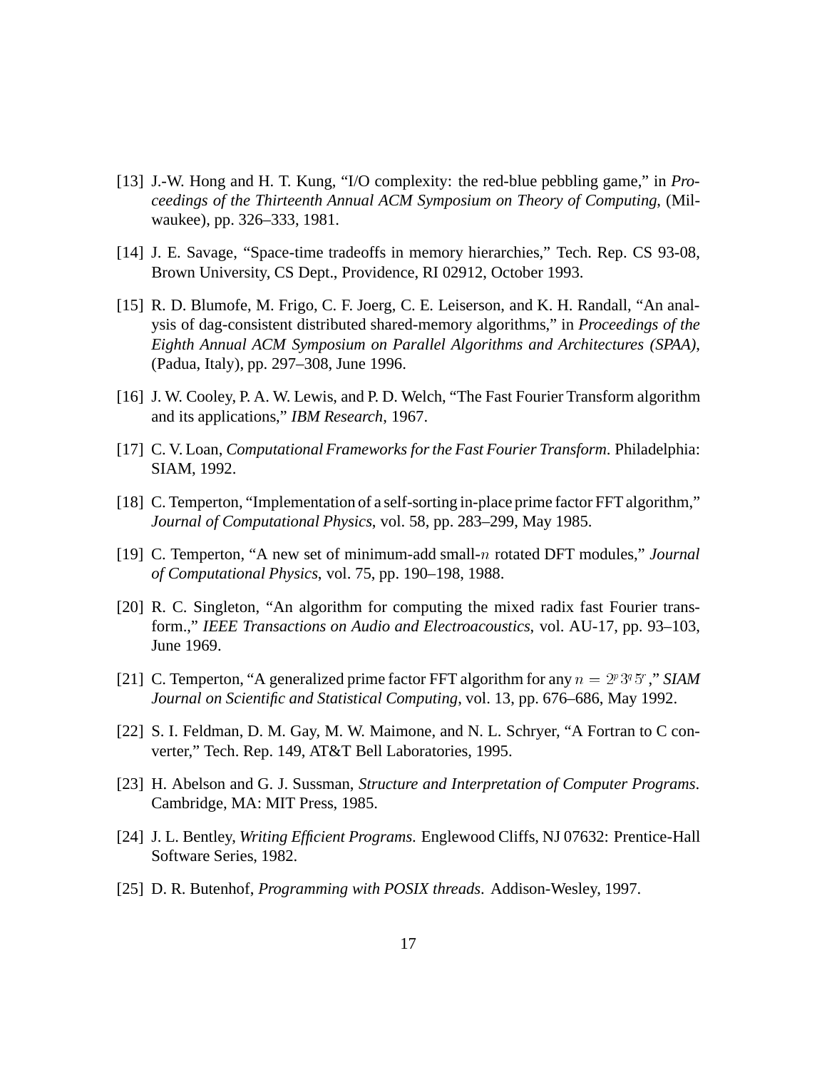[13] J.-W. Hong and H. T. Kung, "I/O complexity: the red-blue pebbling game," in *Proceedings of the Thirteenth Annual ACM Symposium on Theory of Computing*, (Milwaukee), pp. 326–333, 1981.

[14] J. E. Savage, "Space-time tradeoffs in memory hierarchies," Tech. Rep. CS 93-08, Brown University, CS Dept., Providence, RI 02912, October 1993.

[15] R. D. Blumofe, M. Frigo, C. F. Joerg, C. E. Leiserson, and K. H. Randall, "An analysis of dag-consistent distributed shared-memory algorithms," in *Proceedings of the Eighth Annual ACM Symposium on Parallel Algorithms and Architectures (SPAA)*, (Padua, Italy), pp. 297–308, June 1996.

[16] J. W. Cooley, P. A. W. Lewis, and P. D. Welch, "The Fast Fourier Transform algorithm and its applications," *IBM Research*, 1967.

[17] C. V. Loan, *Computational Frameworks for the Fast Fourier Transform*. Philadelphia: SIAM, 1992.

[18] C. Temperton, "Implementation of a self-sorting in-place prime factor FFT algorithm," *Journal of Computational Physics*, vol. 58, pp. 283–299, May 1985.

[19] C. Temperton, "A new set of minimum-add small-$n$ rotated DFT modules," *Journal of Computational Physics*, vol. 75, pp. 190–198, 1988.

[20] R. C. Singleton, "An algorithm for computing the mixed radix fast Fourier transform.," *IEEE Transactions on Audio and Electroacoustics*, vol. AU-17, pp. 93–103, June 1969.

[21] C. Temperton, "A generalized prime factor FFT algorithm for any $n = 2^p 3^q 5^r$," *SIAM Journal on Scientific and Statistical Computing*, vol. 13, pp. 676–686, May 1992.

[22] S. I. Feldman, D. M. Gay, M. W. Maimone, and N. L. Schryer, "A Fortran to C converter," Tech. Rep. 149, AT&T Bell Laboratories, 1995.

[23] H. Abelson and G. J. Sussman, *Structure and Interpretation of Computer Programs*. Cambridge, MA: MIT Press, 1985.

[24] J. L. Bentley, *Writing Efficient Programs*. Englewood Cliffs, NJ 07632: Prentice-Hall Software Series, 1982.

[25] D. R. Butenhof, *Programming with POSIX threads*. Addison-Wesley, 1997.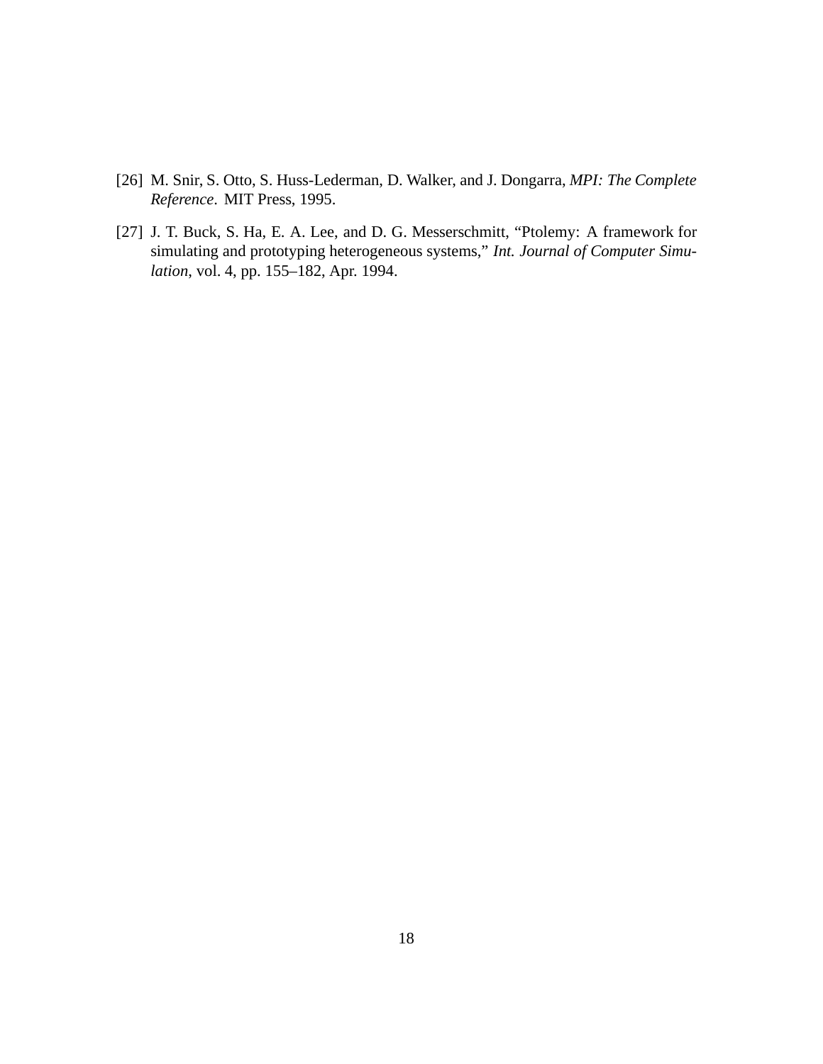[26] M. Snir, S. Otto, S. Huss-Lederman, D. Walker, and J. Dongarra, *MPI: The Complete Reference*. MIT Press, 1995.

[27] J. T. Buck, S. Ha, E. A. Lee, and D. G. Messerschmitt, "Ptolemy: A framework for simulating and prototyping heterogeneous systems," *Int. Journal of Computer Simulation*, vol. 4, pp. 155–182, Apr. 1994.